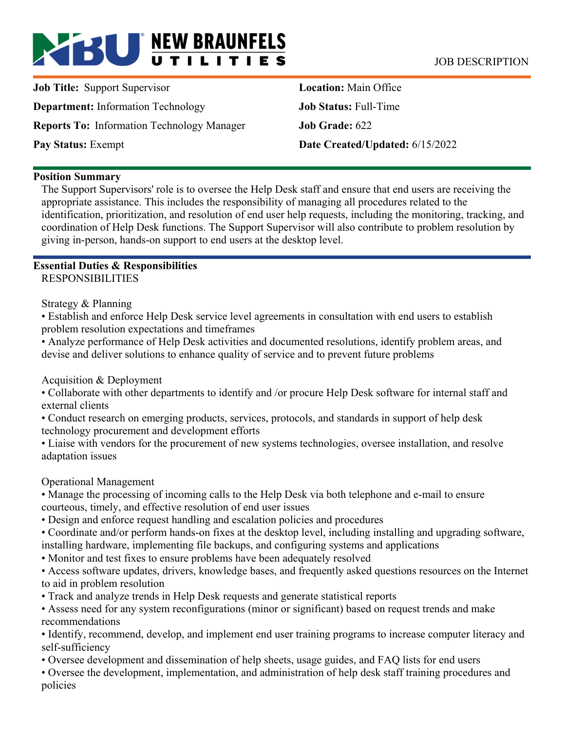# NEW BRAUNFELS UTILITIES

JOB DESCRIPTION

**Job Title:** Support Supervisor

**Department:** Information Technology

**Reports To:** Information Technology Manager

**Pay Status:** Exempt

**Location:** Main Office

**Job Status:** Full-Time

**Job Grade:** 622

**Date Created/Updated:** 6/15/2022

## Position Summary

The Support Supervisors' role is to oversee the Help Desk staff and ensure that end users are receiving the appropriate assistance. This includes the responsibility of managing all procedures related to the identification, prioritization, and resolution of end user help requests, including the monitoring, tracking, and coordination of Help Desk functions. The Support Supervisor will also contribute to problem resolution by giving in-person, hands-on support to end users at the desktop level.

## Essential Duties & Responsibilities

RESPONSIBILITIES

Strategy & Planning

- Establish and enforce Help Desk service level agreements in consultation with end users to establish problem resolution expectations and timeframes
- Analyze performance of Help Desk activities and documented resolutions, identify problem areas, and devise and deliver solutions to enhance quality of service and to prevent future problems

Acquisition & Deployment

- Collaborate with other departments to identify and /or procure Help Desk software for internal staff and external clients
- Conduct research on emerging products, services, protocols, and standards in support of help desk technology procurement and development efforts
- Liaise with vendors for the procurement of new systems technologies, oversee installation, and resolve adaptation issues

Operational Management

- Manage the processing of incoming calls to the Help Desk via both telephone and e-mail to ensure courteous, timely, and effective resolution of end user issues
- Design and enforce request handling and escalation policies and procedures
- Coordinate and/or perform hands-on fixes at the desktop level, including installing and upgrading software, installing hardware, implementing file backups, and configuring systems and applications
- Monitor and test fixes to ensure problems have been adequately resolved
- Access software updates, drivers, knowledge bases, and frequently asked questions resources on the Internet to aid in problem resolution
- Track and analyze trends in Help Desk requests and generate statistical reports
- Assess need for any system reconfigurations (minor or significant) based on request trends and make recommendations
- Identify, recommend, develop, and implement end user training programs to increase computer literacy and self-sufficiency
- Oversee development and dissemination of help sheets, usage guides, and FAQ lists for end users
- Oversee the development, implementation, and administration of help desk staff training procedures and policies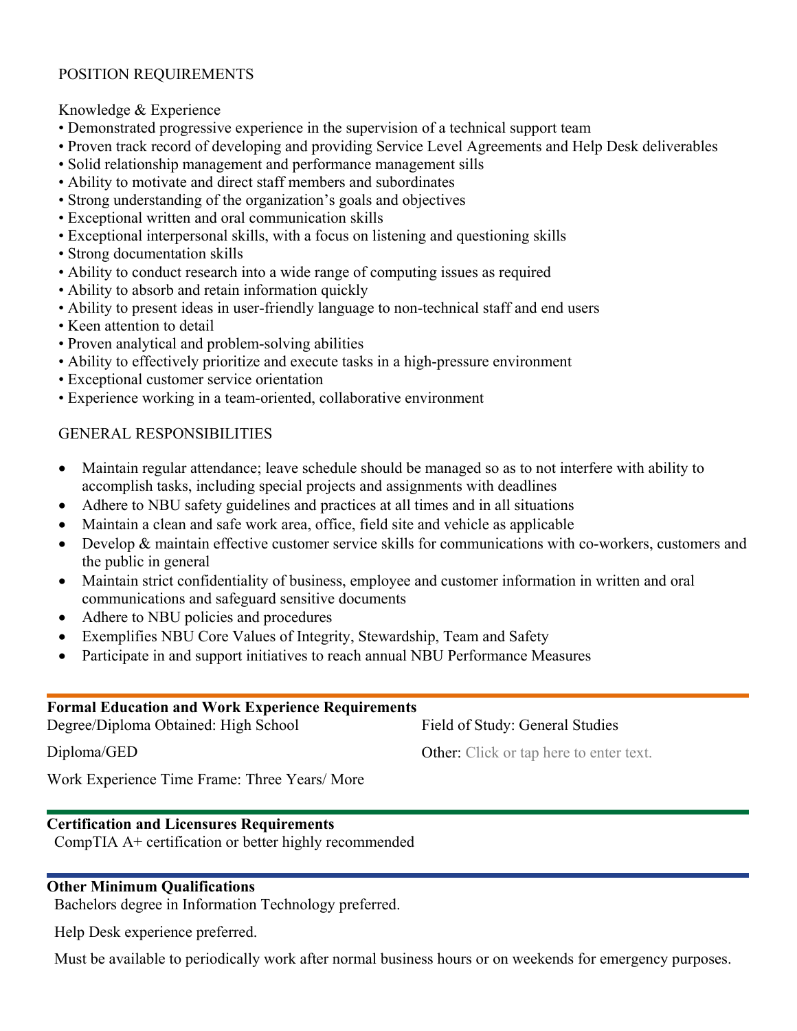## POSITION REQUIREMENTS

### Knowledge & Experience

- Demonstrated progressive experience in the supervision of a technical support team
- Proven track record of developing and providing Service Level Agreements and Help Desk deliverables
- Solid relationship management and performance management sills
- Ability to motivate and direct staff members and subordinates
- Strong understanding of the organization's goals and objectives
- Exceptional written and oral communication skills
- Exceptional interpersonal skills, with a focus on listening and questioning skills
- Strong documentation skills
- Ability to conduct research into a wide range of computing issues as required
- Ability to absorb and retain information quickly
- Ability to present ideas in user-friendly language to non-technical staff and end users
- Keen attention to detail
- Proven analytical and problem-solving abilities
- Ability to effectively prioritize and execute tasks in a high-pressure environment
- Exceptional customer service orientation
- Experience working in a team-oriented, collaborative environment

## GENERAL RESPONSIBILITIES

- Maintain regular attendance; leave schedule should be managed so as to not interfere with ability to accomplish tasks, including special projects and assignments with deadlines
- Adhere to NBU safety guidelines and practices at all times and in all situations
- Maintain a clean and safe work area, office, field site and vehicle as applicable
- Develop & maintain effective customer service skills for communications with co-workers, customers and the public in general
- Maintain strict confidentiality of business, employee and customer information in written and oral communications and safeguard sensitive documents
- Adhere to NBU policies and procedures
- Exemplifies NBU Core Values of Integrity, Stewardship, Team and Safety
- Participate in and support initiatives to reach annual NBU Performance Measures

---

**Formal Education and Work Experience Requirements**

Degree/Diploma Obtained: High School Diploma/GED

Field of Study: General Studies

Other: Click or tap here to enter text.

Work Experience Time Frame: Three Years/ More

---

**Certification and Licensures Requirements**

CompTIA A+ certification or better highly recommended

---

**Other Minimum Qualifications**

Bachelors degree in Information Technology preferred.

Help Desk experience preferred.

Must be available to periodically work after normal business hours or on weekends for emergency purposes.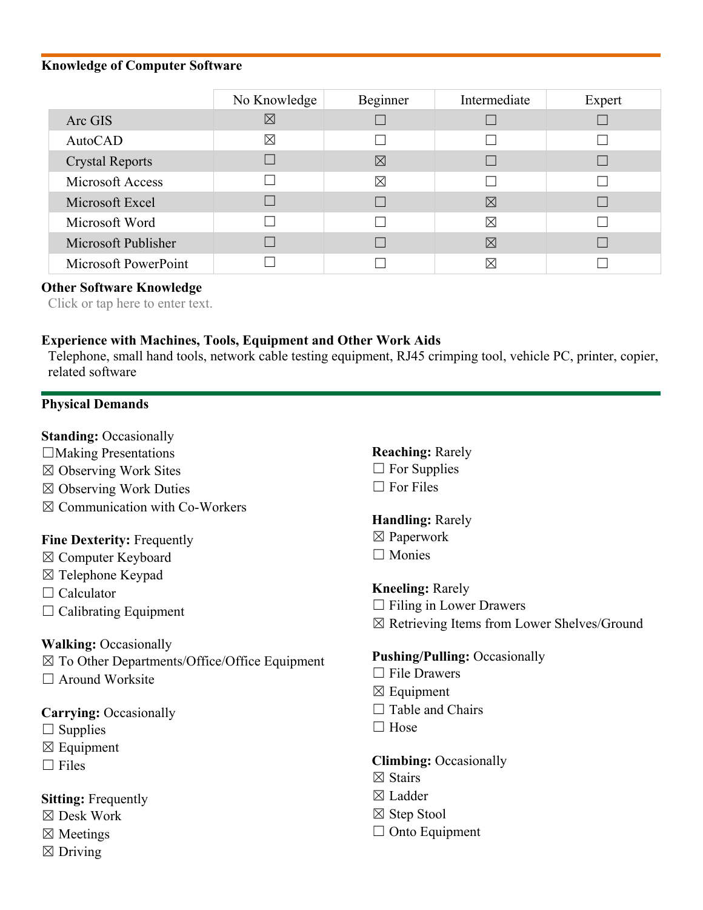**Knowledge of Computer Software**

| | No Knowledge | Beginner | Intermediate | Expert |
|---|---|---|---|---|
| Arc GIS | ☒ | ☐ | ☐ | ☐ |
| AutoCAD | ☒ | ☐ | ☐ | ☐ |
| Crystal Reports | ☐ | ☒ | ☐ | ☐ |
| Microsoft Access | ☐ | ☒ | ☐ | ☐ |
| Microsoft Excel | ☐ | ☐ | ☒ | ☐ |
| Microsoft Word | ☐ | ☐ | ☒ | ☐ |
| Microsoft Publisher | ☐ | ☐ | ☒ | ☐ |
| Microsoft PowerPoint | ☐ | ☐ | ☒ | ☐ |

**Other Software Knowledge**

Click or tap here to enter text.

**Experience with Machines, Tools, Equipment and Other Work Aids**

Telephone, small hand tools, network cable testing equipment, RJ45 crimping tool, vehicle PC, printer, copier, related software

**Physical Demands**

**Standing:** Occasionally
☐Making Presentations
☒ Observing Work Sites
☒ Observing Work Duties
☒ Communication with Co-Workers

**Fine Dexterity:** Frequently
☒ Computer Keyboard
☒ Telephone Keypad
☐ Calculator
☐ Calibrating Equipment

**Walking:** Occasionally
☒ To Other Departments/Office/Office Equipment
☐ Around Worksite

**Carrying:** Occasionally
☐ Supplies
☒ Equipment
☐ Files

**Sitting:** Frequently
☒ Desk Work
☒ Meetings
☒ Driving

**Reaching:** Rarely
☐ For Supplies
☐ For Files

**Handling:** Rarely
☒ Paperwork
☐ Monies

**Kneeling:** Rarely
☐ Filing in Lower Drawers
☒ Retrieving Items from Lower Shelves/Ground

**Pushing/Pulling:** Occasionally
☐ File Drawers
☒ Equipment
☐ Table and Chairs
☐ Hose

**Climbing:** Occasionally
☒ Stairs
☒ Ladder
☒ Step Stool
☐ Onto Equipment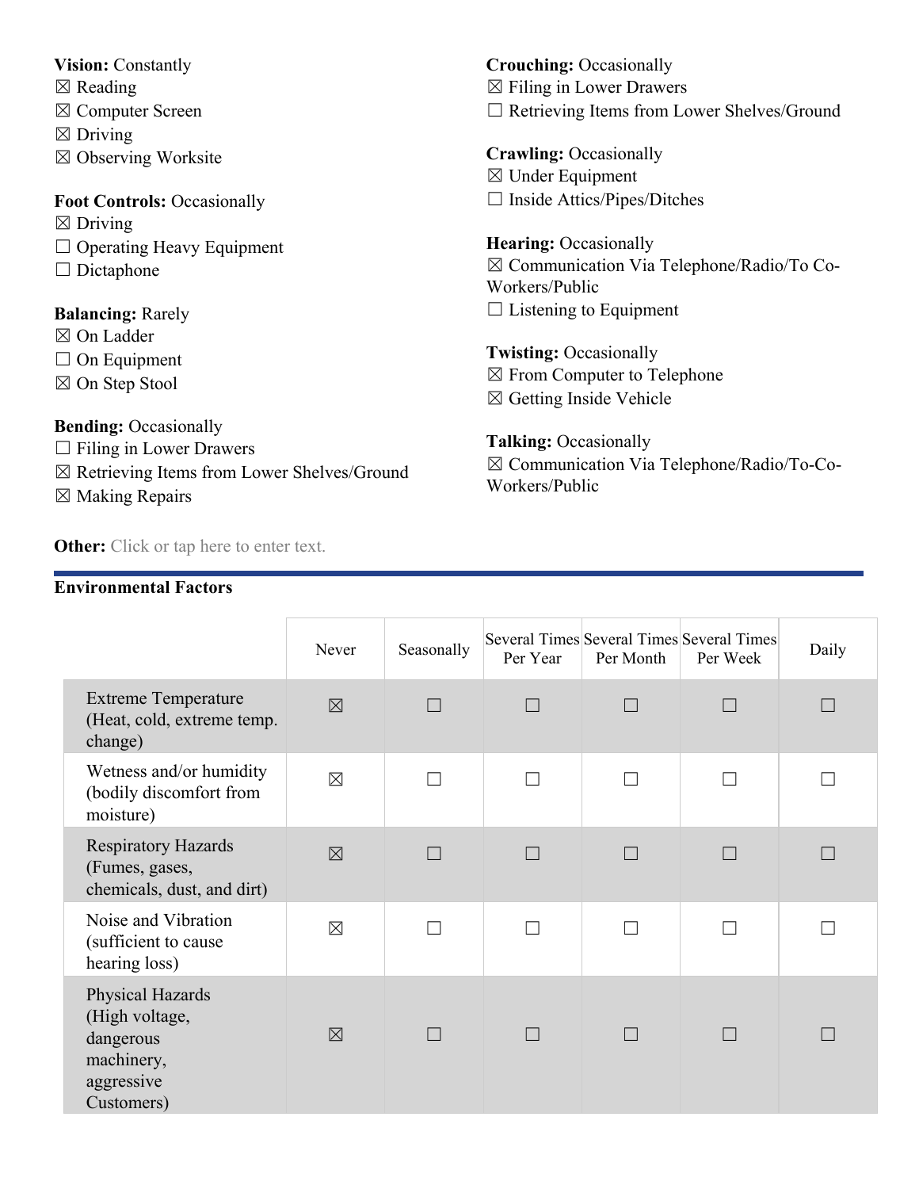**Vision:** Constantly
☒ Reading
☒ Computer Screen
☒ Driving
☒ Observing Worksite

**Foot Controls:** Occasionally
☒ Driving
☐ Operating Heavy Equipment
☐ Dictaphone

**Balancing:** Rarely
☒ On Ladder
☐ On Equipment
☒ On Step Stool

**Bending:** Occasionally
☐ Filing in Lower Drawers
☒ Retrieving Items from Lower Shelves/Ground
☒ Making Repairs

**Crouching:** Occasionally
☒ Filing in Lower Drawers
☐ Retrieving Items from Lower Shelves/Ground

**Crawling:** Occasionally
☒ Under Equipment
☐ Inside Attics/Pipes/Ditches

**Hearing:** Occasionally
☒ Communication Via Telephone/Radio/To Co-Workers/Public
☐ Listening to Equipment

**Twisting:** Occasionally
☒ From Computer to Telephone
☒ Getting Inside Vehicle

**Talking:** Occasionally
☒ Communication Via Telephone/Radio/To-Co-Workers/Public

**Other:** Click or tap here to enter text.

**Environmental Factors**

| | Never | Seasonally | Several Times Per Year | Several Times Per Month | Several Times Per Week | Daily |
|---|---|---|---|---|---|---|
| Extreme Temperature (Heat, cold, extreme temp. change) | ☒ | ☐ | ☐ | ☐ | ☐ | ☐ |
| Wetness and/or humidity (bodily discomfort from moisture) | ☒ | ☐ | ☐ | ☐ | ☐ | ☐ |
| Respiratory Hazards (Fumes, gases, chemicals, dust, and dirt) | ☒ | ☐ | ☐ | ☐ | ☐ | ☐ |
| Noise and Vibration (sufficient to cause hearing loss) | ☒ | ☐ | ☐ | ☐ | ☐ | ☐ |
| Physical Hazards (High voltage, dangerous machinery, aggressive Customers) | ☒ | ☐ | ☐ | ☐ | ☐ | ☐ |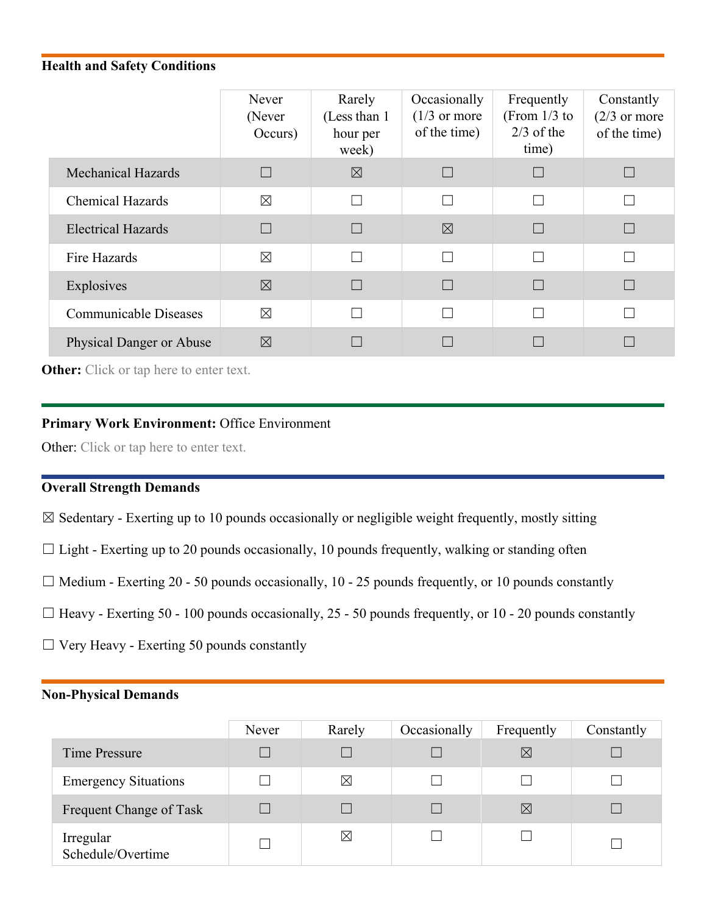### Health and Safety Conditions

| | Never (Never Occurs) | Rarely (Less than 1 hour per week) | Occasionally (1/3 or more of the time) | Frequently (From 1/3 to 2/3 of the time) | Constantly (2/3 or more of the time) |
|---|---|---|---|---|---|
| Mechanical Hazards | ☐ | ☒ | ☐ | ☐ | ☐ |
| Chemical Hazards | ☒ | ☐ | ☐ | ☐ | ☐ |
| Electrical Hazards | ☐ | ☐ | ☒ | ☐ | ☐ |
| Fire Hazards | ☒ | ☐ | ☐ | ☐ | ☐ |
| Explosives | ☒ | ☐ | ☐ | ☐ | ☐ |
| Communicable Diseases | ☒ | ☐ | ☐ | ☐ | ☐ |
| Physical Danger or Abuse | ☒ | ☐ | ☐ | ☐ | ☐ |

**Other:** Click or tap here to enter text.

**Primary Work Environment:** Office Environment

Other: Click or tap here to enter text.

### Overall Strength Demands

☒ Sedentary - Exerting up to 10 pounds occasionally or negligible weight frequently, mostly sitting

☐ Light - Exerting up to 20 pounds occasionally, 10 pounds frequently, walking or standing often

☐ Medium - Exerting 20 - 50 pounds occasionally, 10 - 25 pounds frequently, or 10 pounds constantly

☐ Heavy - Exerting 50 - 100 pounds occasionally, 25 - 50 pounds frequently, or 10 - 20 pounds constantly

☐ Very Heavy - Exerting 50 pounds constantly

### Non-Physical Demands

| | Never | Rarely | Occasionally | Frequently | Constantly |
|---|---|---|---|---|---|
| Time Pressure | ☐ | ☐ | ☐ | ☒ | ☐ |
| Emergency Situations | ☐ | ☒ | ☐ | ☐ | ☐ |
| Frequent Change of Task | ☐ | ☐ | ☐ | ☒ | ☐ |
| Irregular Schedule/Overtime | ☐ | ☒ | ☐ | ☐ | ☐ |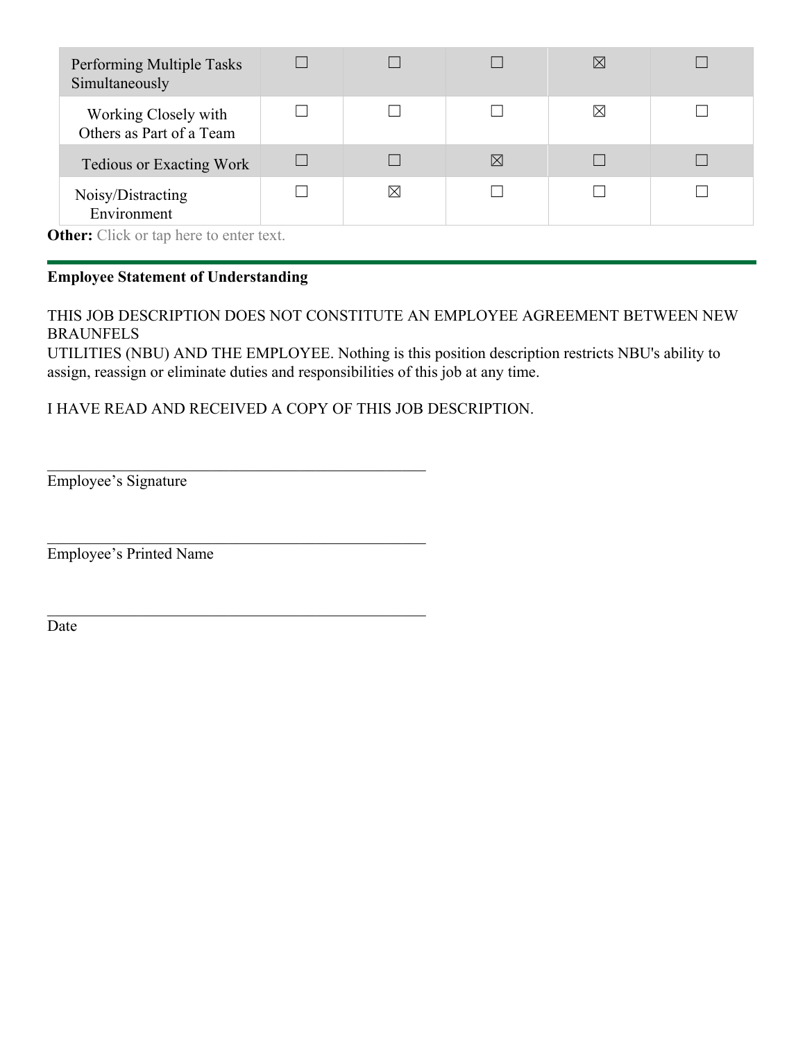| | | | | | |
|---|---|---|---|---|---|
| Performing Multiple Tasks Simultaneously | ☐ | ☐ | ☐ | ☒ | ☐ |
| Working Closely with Others as Part of a Team | ☐ | ☐ | ☐ | ☒ | ☐ |
| Tedious or Exacting Work | ☐ | ☐ | ☒ | ☐ | ☐ |
| Noisy/Distracting Environment | ☐ | ☒ | ☐ | ☐ | ☐ |

**Other:** Click or tap here to enter text.

---

**Employee Statement of Understanding**

THIS JOB DESCRIPTION DOES NOT CONSTITUTE AN EMPLOYEE AGREEMENT BETWEEN NEW BRAUNFELS UTILITIES (NBU) AND THE EMPLOYEE. Nothing is this position description restricts NBU's ability to assign, reassign or eliminate duties and responsibilities of this job at any time.

I HAVE READ AND RECEIVED A COPY OF THIS JOB DESCRIPTION.

_______________________________________________
Employee's Signature

_______________________________________________
Employee's Printed Name

_______________________________________________
Date